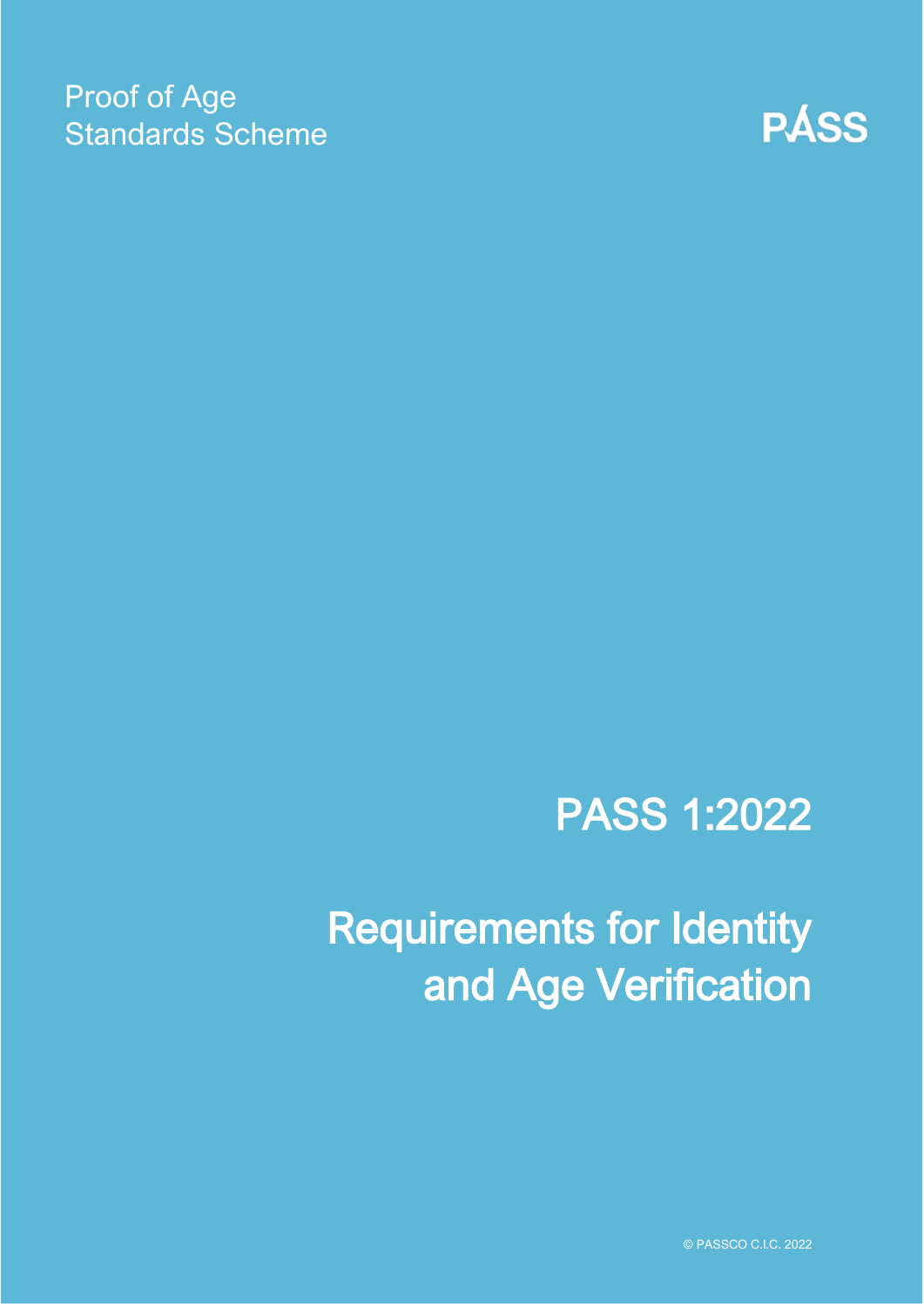Proof of Age
Standards Scheme

PASS

# PASS 1:2022

# Requirements for Identity and Age Verification

© PASSCO C.I.C. 2022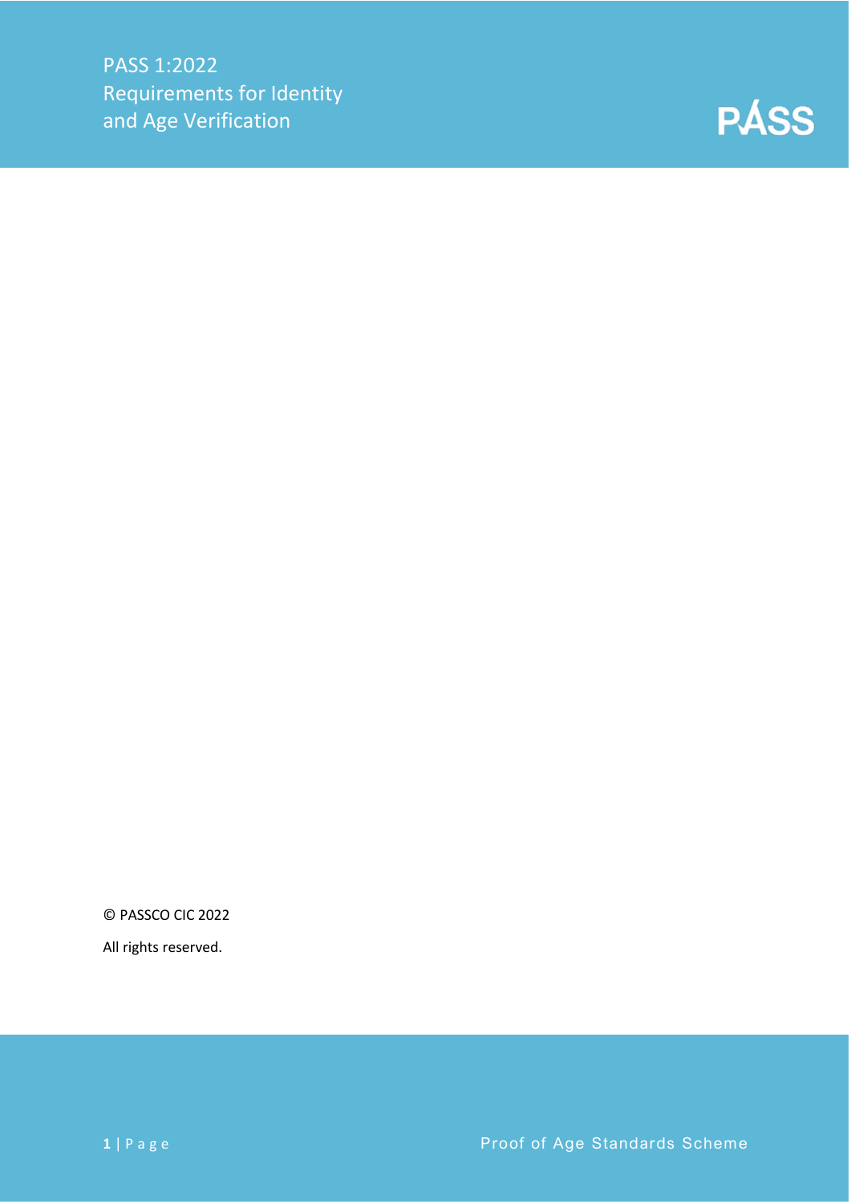PASS 1:2022
Requirements for Identity and Age Verification

PASS

© PASSCO CIC 2022

All rights reserved.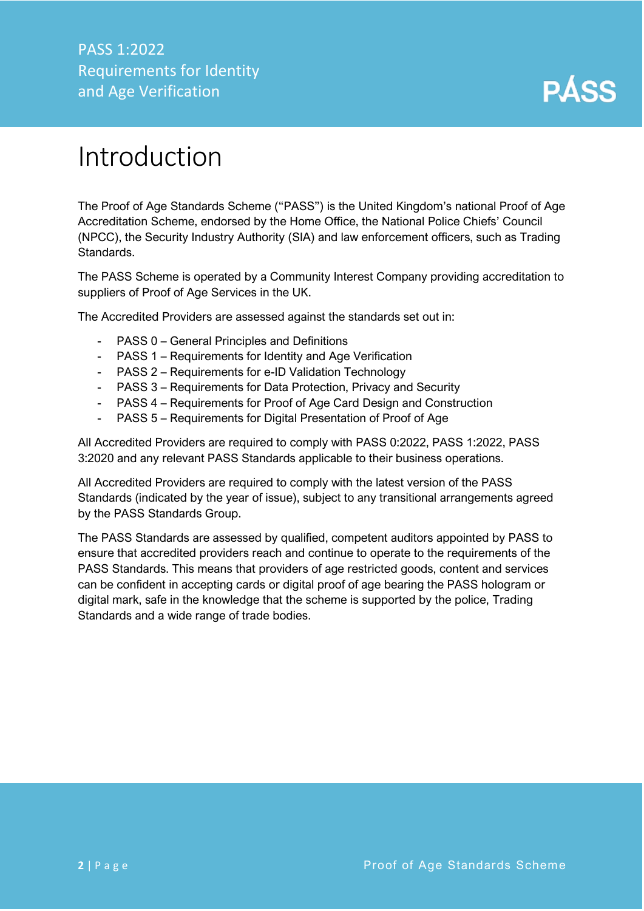# Introduction

The Proof of Age Standards Scheme ("PASS") is the United Kingdom's national Proof of Age Accreditation Scheme, endorsed by the Home Office, the National Police Chiefs' Council (NPCC), the Security Industry Authority (SIA) and law enforcement officers, such as Trading Standards.

The PASS Scheme is operated by a Community Interest Company providing accreditation to suppliers of Proof of Age Services in the UK.

The Accredited Providers are assessed against the standards set out in:

- PASS 0 – General Principles and Definitions
- PASS 1 – Requirements for Identity and Age Verification
- PASS 2 – Requirements for e-ID Validation Technology
- PASS 3 – Requirements for Data Protection, Privacy and Security
- PASS 4 – Requirements for Proof of Age Card Design and Construction
- PASS 5 – Requirements for Digital Presentation of Proof of Age

All Accredited Providers are required to comply with PASS 0:2022, PASS 1:2022, PASS 3:2020 and any relevant PASS Standards applicable to their business operations.

All Accredited Providers are required to comply with the latest version of the PASS Standards (indicated by the year of issue), subject to any transitional arrangements agreed by the PASS Standards Group.

The PASS Standards are assessed by qualified, competent auditors appointed by PASS to ensure that accredited providers reach and continue to operate to the requirements of the PASS Standards. This means that providers of age restricted goods, content and services can be confident in accepting cards or digital proof of age bearing the PASS hologram or digital mark, safe in the knowledge that the scheme is supported by the police, Trading Standards and a wide range of trade bodies.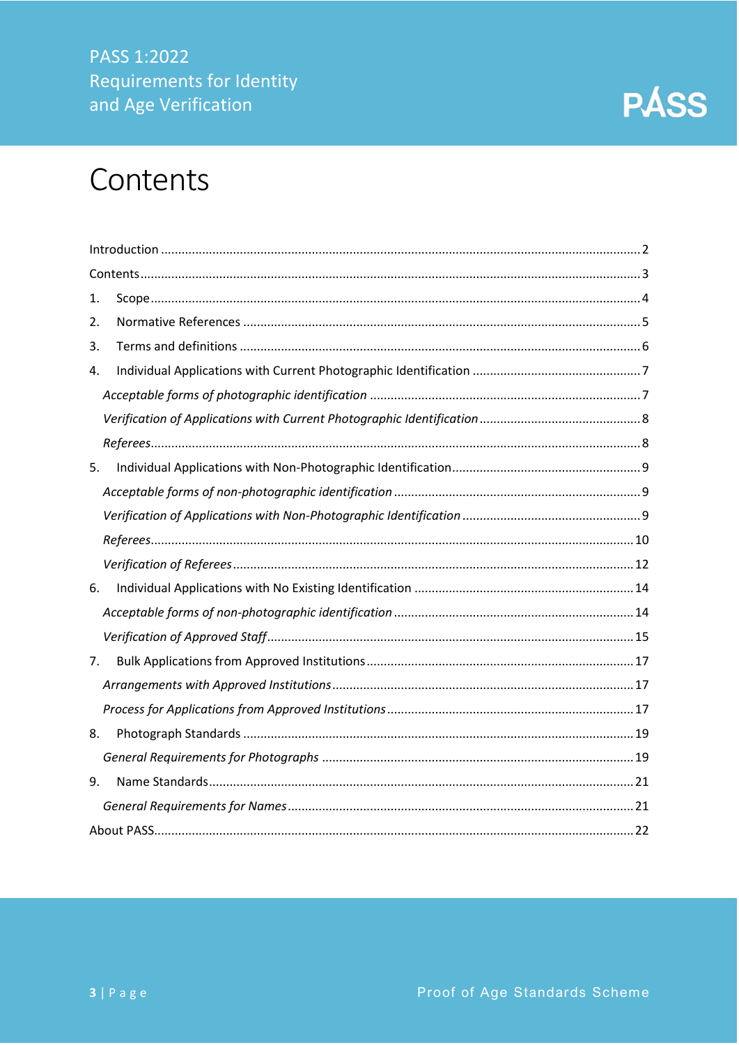# Contents

Introduction ........................................................................................................................ 2

Contents ............................................................................................................................ 3

1. Scope ............................................................................................................................ 4
2. Normative References .................................................................................................. 5
3. Terms and definitions ................................................................................................... 6
4. Individual Applications with Current Photographic Identification ................................. 7

   *Acceptable forms of photographic identification* ............................................................ 7

   *Verification of Applications with Current Photographic Identification* ............................ 8

   *Referees* ........................................................................................................................ 8

5. Individual Applications with Non-Photographic Identification ....................................... 9

   *Acceptable forms of non-photographic identification* ...................................................... 9

   *Verification of Applications with Non-Photographic Identification* .................................. 9

   *Referees* ........................................................................................................................ 10

   *Verification of Referees* ................................................................................................ 12

6. Individual Applications with No Existing Identification ................................................ 14

   *Acceptable forms of non-photographic identification* .................................................... 14

   *Verification of Approved Staff* ....................................................................................... 15

7. Bulk Applications from Approved Institutions ............................................................. 17

   *Arrangements with Approved Institutions* ..................................................................... 17

   *Process for Applications from Approved Institutions* ..................................................... 17

8. Photograph Standards ................................................................................................ 19

   *General Requirements for Photographs* ........................................................................ 19

9. Name Standards .......................................................................................................... 21

   *General Requirements for Names* ................................................................................. 21

About PASS ........................................................................................................................ 22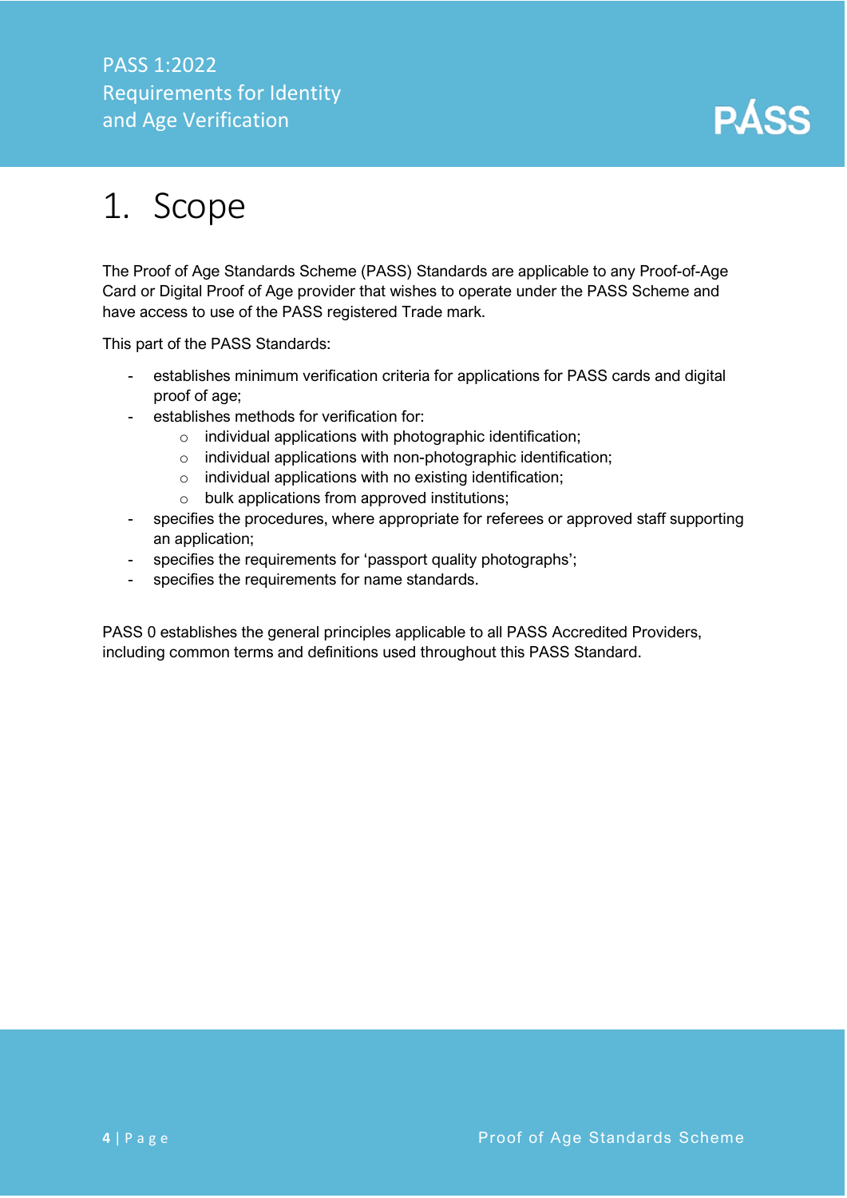# 1. Scope

The Proof of Age Standards Scheme (PASS) Standards are applicable to any Proof-of-Age Card or Digital Proof of Age provider that wishes to operate under the PASS Scheme and have access to use of the PASS registered Trade mark.

This part of the PASS Standards:

- establishes minimum verification criteria for applications for PASS cards and digital proof of age;
- establishes methods for verification for:
  - individual applications with photographic identification;
  - individual applications with non-photographic identification;
  - individual applications with no existing identification;
  - bulk applications from approved institutions;
- specifies the procedures, where appropriate for referees or approved staff supporting an application;
- specifies the requirements for 'passport quality photographs';
- specifies the requirements for name standards.

PASS 0 establishes the general principles applicable to all PASS Accredited Providers, including common terms and definitions used throughout this PASS Standard.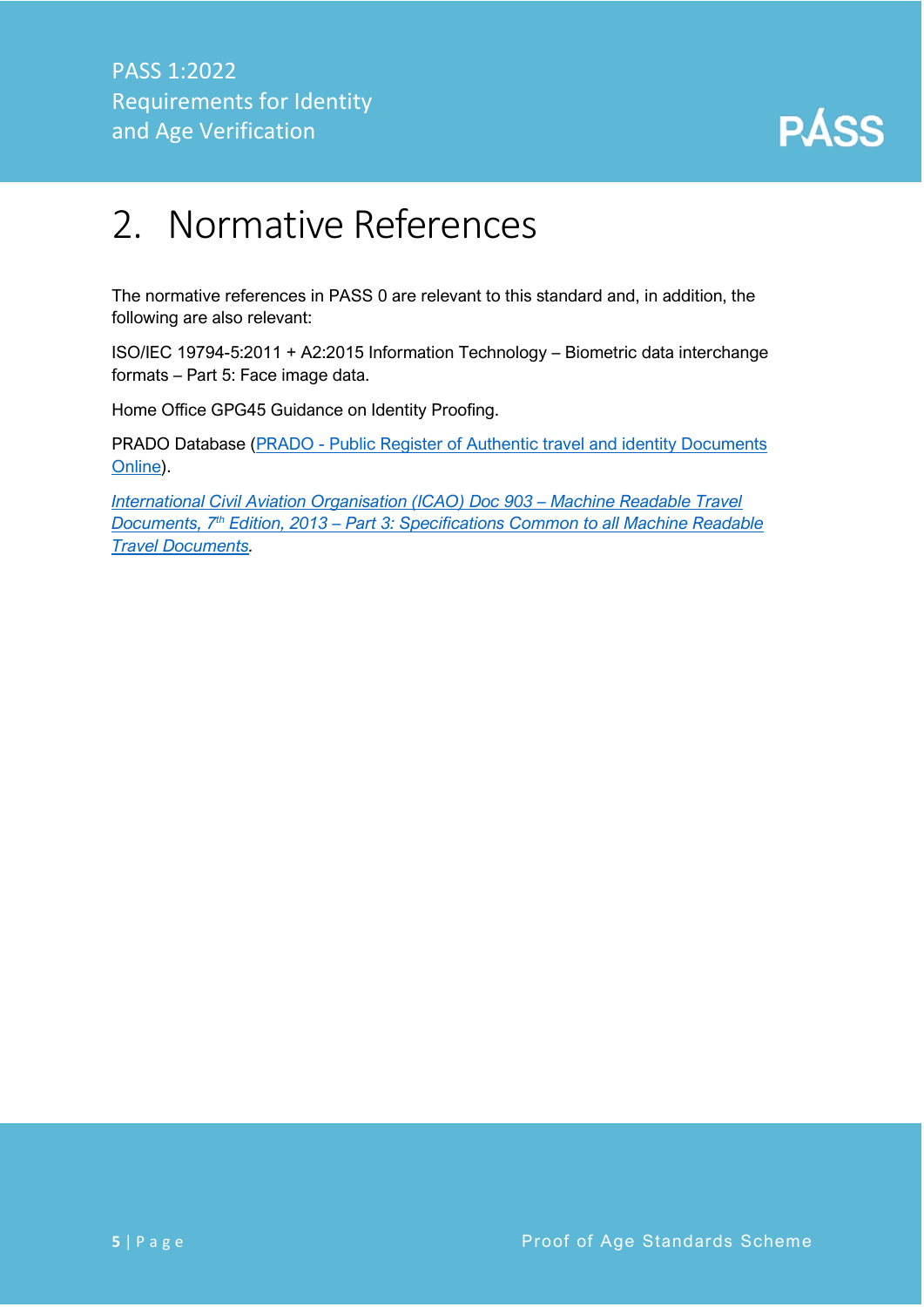# 2. Normative References

The normative references in PASS 0 are relevant to this standard and, in addition, the following are also relevant:

ISO/IEC 19794-5:2011 + A2:2015 Information Technology – Biometric data interchange formats – Part 5: Face image data.

Home Office GPG45 Guidance on Identity Proofing.

PRADO Database (PRADO - Public Register of Authentic travel and identity Documents Online).

*International Civil Aviation Organisation (ICAO) Doc 903 – Machine Readable Travel Documents, 7th Edition, 2013 – Part 3: Specifications Common to all Machine Readable Travel Documents.*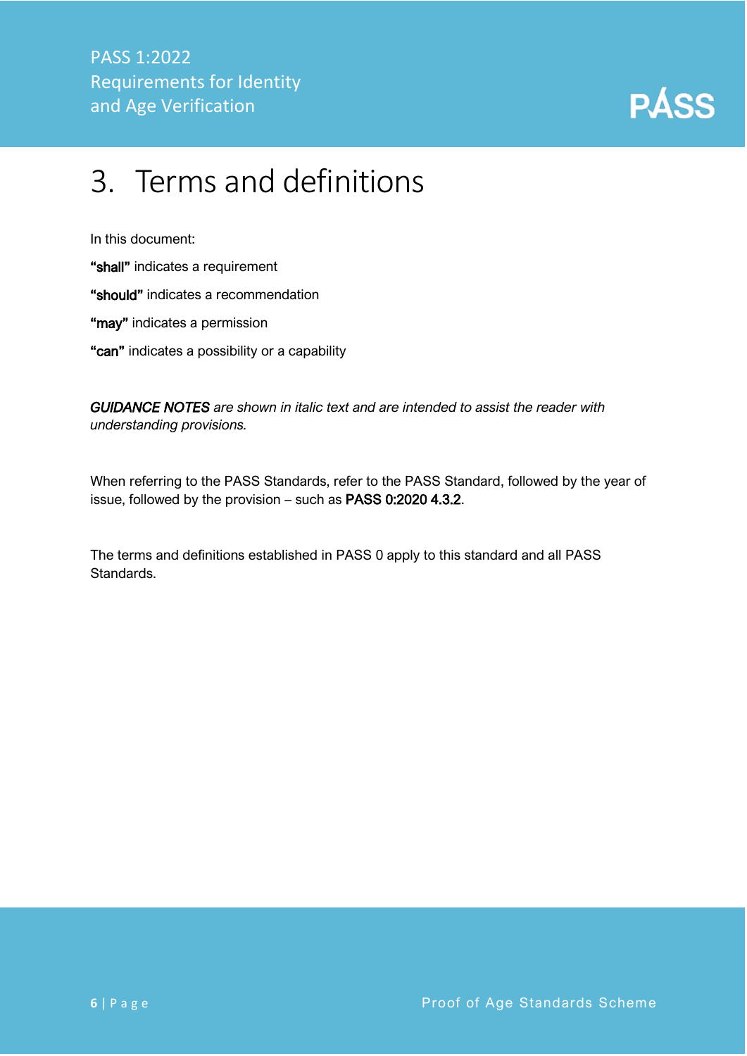# 3. Terms and definitions

In this document:

**"shall"** indicates a requirement

**"should"** indicates a recommendation

**"may"** indicates a permission

**"can"** indicates a possibility or a capability

***GUIDANCE NOTES*** *are shown in italic text and are intended to assist the reader with understanding provisions.*

When referring to the PASS Standards, refer to the PASS Standard, followed by the year of issue, followed by the provision – such as **PASS 0:2020 4.3.2**.

The terms and definitions established in PASS 0 apply to this standard and all PASS Standards.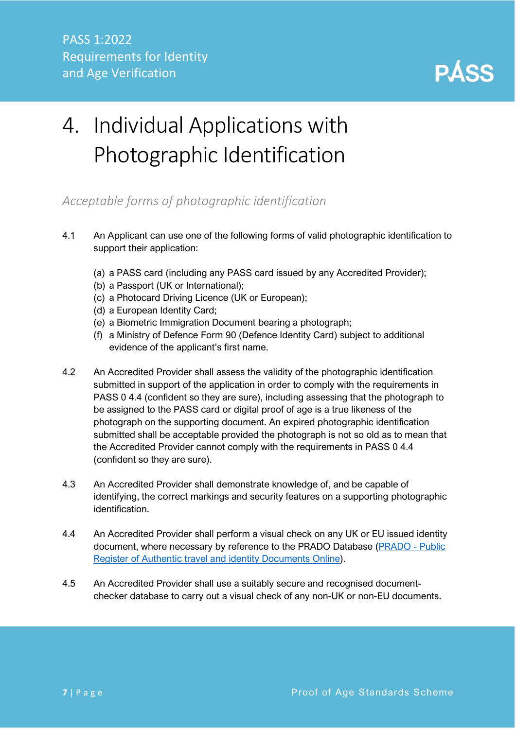# 4. Individual Applications with Photographic Identification

*Acceptable forms of photographic identification*

4.1 An Applicant can use one of the following forms of valid photographic identification to support their application:

(a) a PASS card (including any PASS card issued by any Accredited Provider);
(b) a Passport (UK or International);
(c) a Photocard Driving Licence (UK or European);
(d) a European Identity Card;
(e) a Biometric Immigration Document bearing a photograph;
(f) a Ministry of Defence Form 90 (Defence Identity Card) subject to additional evidence of the applicant's first name.

4.2 An Accredited Provider shall assess the validity of the photographic identification submitted in support of the application in order to comply with the requirements in PASS 0 4.4 (confident so they are sure), including assessing that the photograph to be assigned to the PASS card or digital proof of age is a true likeness of the photograph on the supporting document. An expired photographic identification submitted shall be acceptable provided the photograph is not so old as to mean that the Accredited Provider cannot comply with the requirements in PASS 0 4.4 (confident so they are sure).

4.3 An Accredited Provider shall demonstrate knowledge of, and be capable of identifying, the correct markings and security features on a supporting photographic identification.

4.4 An Accredited Provider shall perform a visual check on any UK or EU issued identity document, where necessary by reference to the PRADO Database (PRADO - Public Register of Authentic travel and identity Documents Online).

4.5 An Accredited Provider shall use a suitably secure and recognised document-checker database to carry out a visual check of any non-UK or non-EU documents.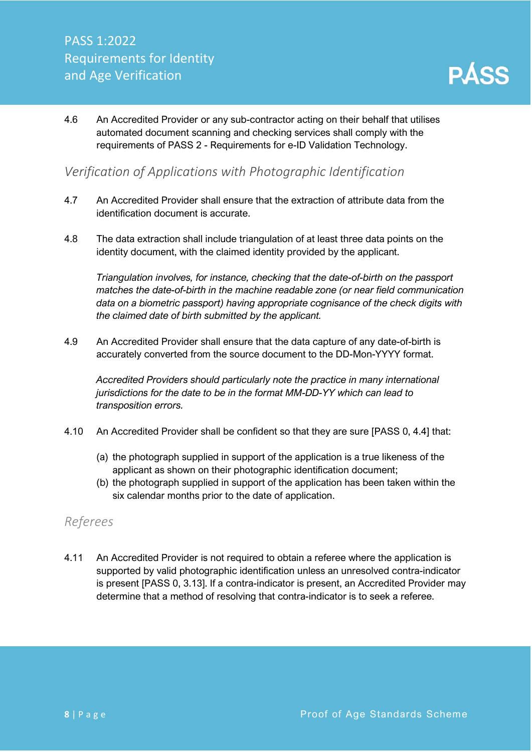4.6 An Accredited Provider or any sub-contractor acting on their behalf that utilises automated document scanning and checking services shall comply with the requirements of PASS 2 - Requirements for e-ID Validation Technology.

## *Verification of Applications with Photographic Identification*

4.7 An Accredited Provider shall ensure that the extraction of attribute data from the identification document is accurate.

4.8 The data extraction shall include triangulation of at least three data points on the identity document, with the claimed identity provided by the applicant.

*Triangulation involves, for instance, checking that the date-of-birth on the passport matches the date-of-birth in the machine readable zone (or near field communication data on a biometric passport) having appropriate cognisance of the check digits with the claimed date of birth submitted by the applicant.*

4.9 An Accredited Provider shall ensure that the data capture of any date-of-birth is accurately converted from the source document to the DD-Mon-YYYY format.

*Accredited Providers should particularly note the practice in many international jurisdictions for the date to be in the format MM-DD-YY which can lead to transposition errors.*

4.10 An Accredited Provider shall be confident so that they are sure [PASS 0, 4.4] that:

(a) the photograph supplied in support of the application is a true likeness of the applicant as shown on their photographic identification document;
(b) the photograph supplied in support of the application has been taken within the six calendar months prior to the date of application.

## *Referees*

4.11 An Accredited Provider is not required to obtain a referee where the application is supported by valid photographic identification unless an unresolved contra-indicator is present [PASS 0, 3.13]. If a contra-indicator is present, an Accredited Provider may determine that a method of resolving that contra-indicator is to seek a referee.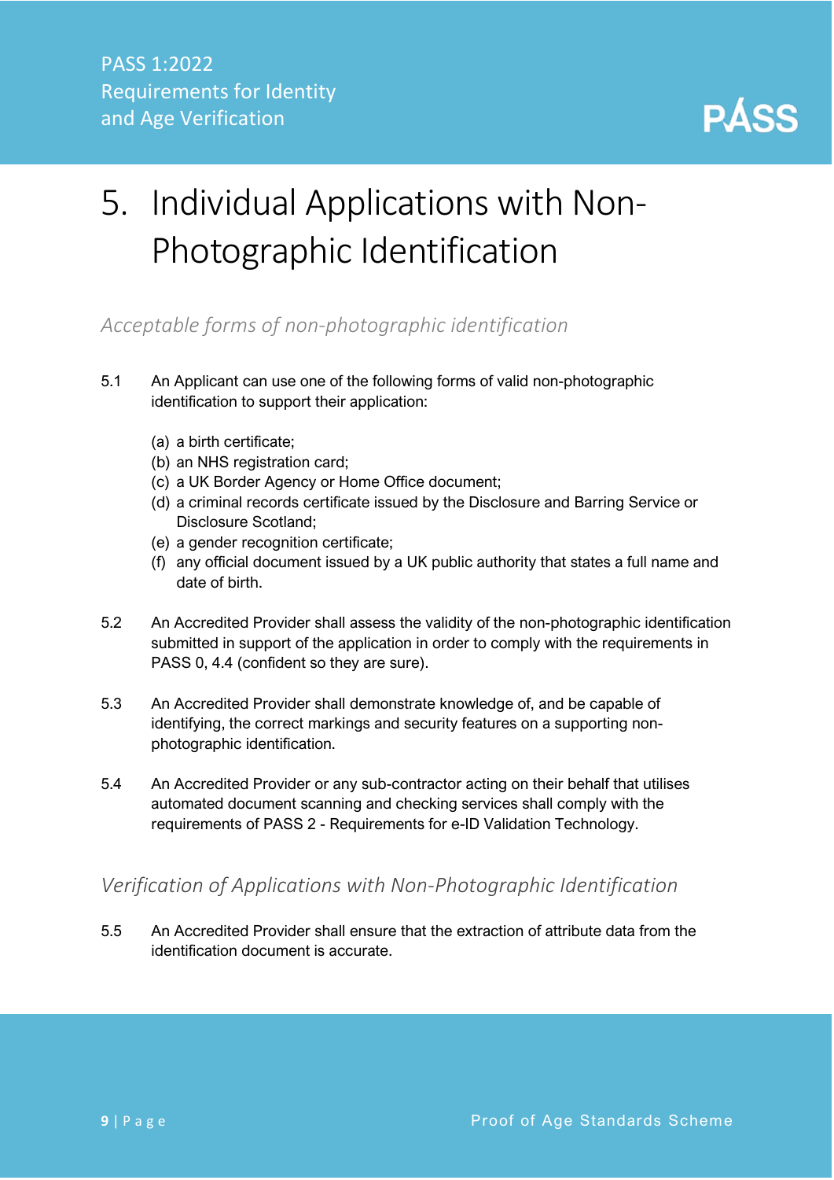# 5. Individual Applications with Non-Photographic Identification

*Acceptable forms of non-photographic identification*

5.1 An Applicant can use one of the following forms of valid non-photographic identification to support their application:

(a) a birth certificate;
(b) an NHS registration card;
(c) a UK Border Agency or Home Office document;
(d) a criminal records certificate issued by the Disclosure and Barring Service or Disclosure Scotland;
(e) a gender recognition certificate;
(f) any official document issued by a UK public authority that states a full name and date of birth.

5.2 An Accredited Provider shall assess the validity of the non-photographic identification submitted in support of the application in order to comply with the requirements in PASS 0, 4.4 (confident so they are sure).

5.3 An Accredited Provider shall demonstrate knowledge of, and be capable of identifying, the correct markings and security features on a supporting non-photographic identification.

5.4 An Accredited Provider or any sub-contractor acting on their behalf that utilises automated document scanning and checking services shall comply with the requirements of PASS 2 - Requirements for e-ID Validation Technology.

*Verification of Applications with Non-Photographic Identification*

5.5 An Accredited Provider shall ensure that the extraction of attribute data from the identification document is accurate.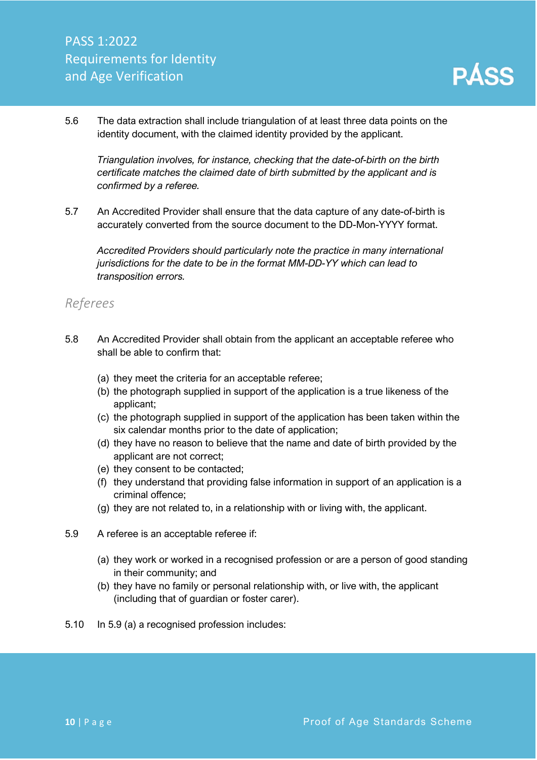5.6 The data extraction shall include triangulation of at least three data points on the identity document, with the claimed identity provided by the applicant.

*Triangulation involves, for instance, checking that the date-of-birth on the birth certificate matches the claimed date of birth submitted by the applicant and is confirmed by a referee.*

5.7 An Accredited Provider shall ensure that the data capture of any date-of-birth is accurately converted from the source document to the DD-Mon-YYYY format.

*Accredited Providers should particularly note the practice in many international jurisdictions for the date to be in the format MM-DD-YY which can lead to transposition errors.*

## Referees

5.8 An Accredited Provider shall obtain from the applicant an acceptable referee who shall be able to confirm that:

(a) they meet the criteria for an acceptable referee;
(b) the photograph supplied in support of the application is a true likeness of the applicant;
(c) the photograph supplied in support of the application has been taken within the six calendar months prior to the date of application;
(d) they have no reason to believe that the name and date of birth provided by the applicant are not correct;
(e) they consent to be contacted;
(f) they understand that providing false information in support of an application is a criminal offence;
(g) they are not related to, in a relationship with or living with, the applicant.

5.9 A referee is an acceptable referee if:

(a) they work or worked in a recognised profession or are a person of good standing in their community; and
(b) they have no family or personal relationship with, or live with, the applicant (including that of guardian or foster carer).

5.10 In 5.9 (a) a recognised profession includes: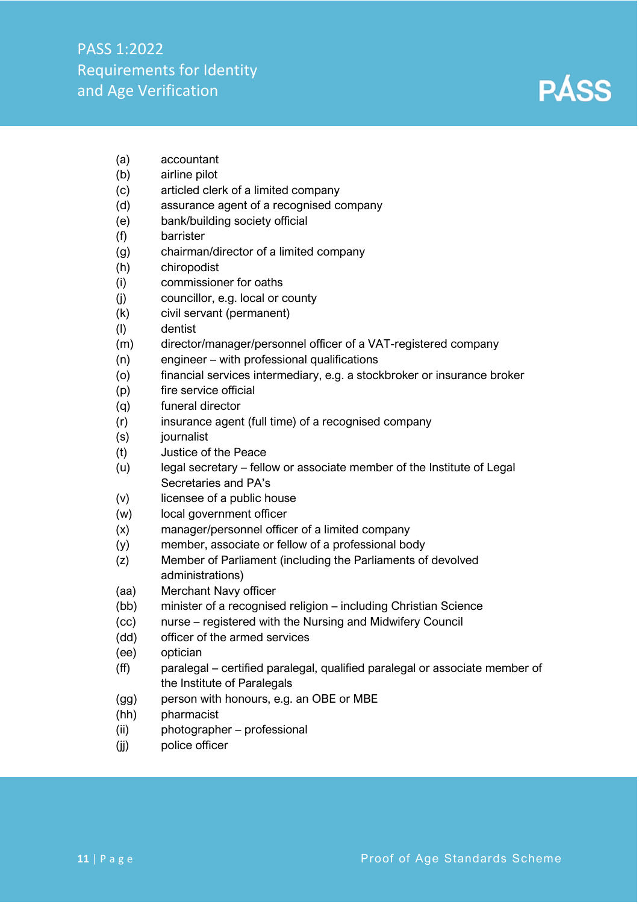(a) accountant
(b) airline pilot
(c) articled clerk of a limited company
(d) assurance agent of a recognised company
(e) bank/building society official
(f) barrister
(g) chairman/director of a limited company
(h) chiropodist
(i) commissioner for oaths
(j) councillor, e.g. local or county
(k) civil servant (permanent)
(l) dentist
(m) director/manager/personnel officer of a VAT-registered company
(n) engineer – with professional qualifications
(o) financial services intermediary, e.g. a stockbroker or insurance broker
(p) fire service official
(q) funeral director
(r) insurance agent (full time) of a recognised company
(s) journalist
(t) Justice of the Peace
(u) legal secretary – fellow or associate member of the Institute of Legal Secretaries and PA's
(v) licensee of a public house
(w) local government officer
(x) manager/personnel officer of a limited company
(y) member, associate or fellow of a professional body
(z) Member of Parliament (including the Parliaments of devolved administrations)
(aa) Merchant Navy officer
(bb) minister of a recognised religion – including Christian Science
(cc) nurse – registered with the Nursing and Midwifery Council
(dd) officer of the armed services
(ee) optician
(ff) paralegal – certified paralegal, qualified paralegal or associate member of the Institute of Paralegals
(gg) person with honours, e.g. an OBE or MBE
(hh) pharmacist
(ii) photographer – professional
(jj) police officer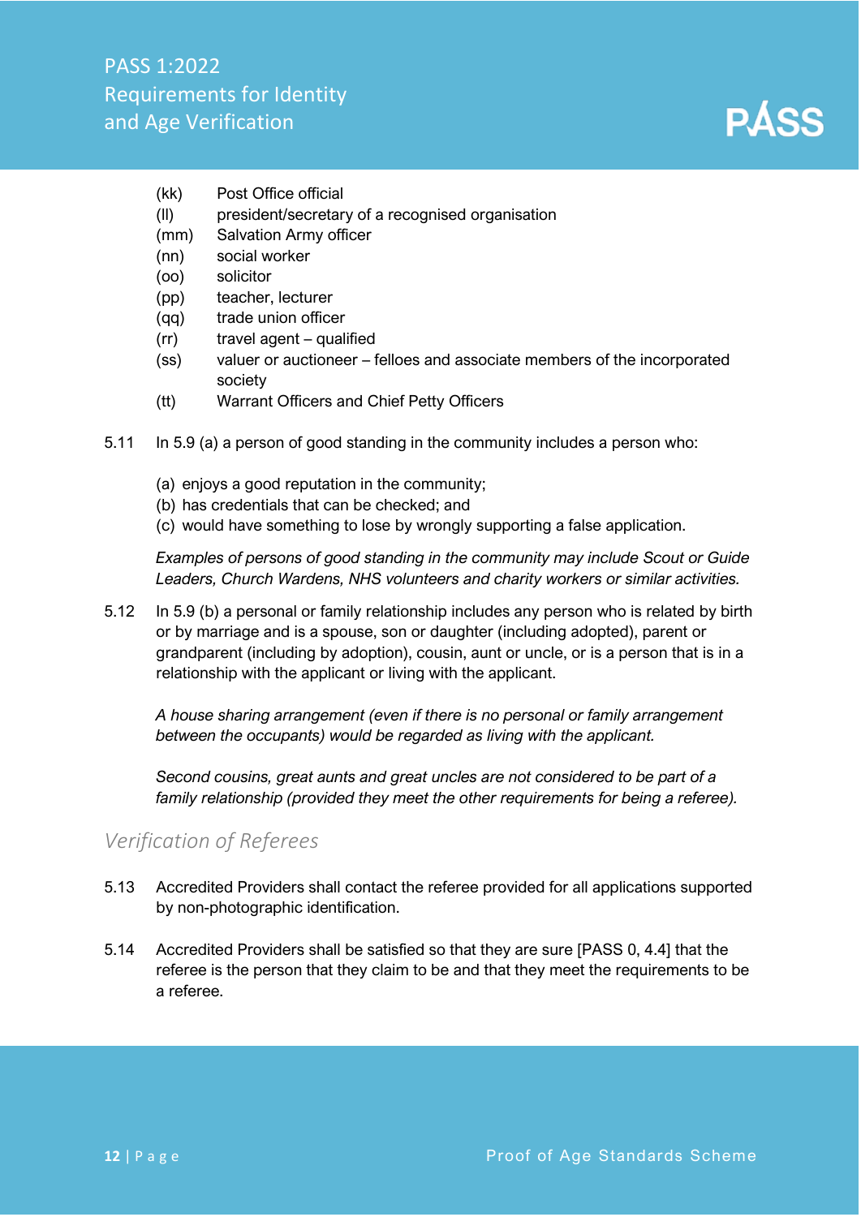(kk) Post Office official
(ll) president/secretary of a recognised organisation
(mm) Salvation Army officer
(nn) social worker
(oo) solicitor
(pp) teacher, lecturer
(qq) trade union officer
(rr) travel agent – qualified
(ss) valuer or auctioneer – felloes and associate members of the incorporated society
(tt) Warrant Officers and Chief Petty Officers

5.11 In 5.9 (a) a person of good standing in the community includes a person who:

(a) enjoys a good reputation in the community;
(b) has credentials that can be checked; and
(c) would have something to lose by wrongly supporting a false application.

*Examples of persons of good standing in the community may include Scout or Guide Leaders, Church Wardens, NHS volunteers and charity workers or similar activities.*

5.12 In 5.9 (b) a personal or family relationship includes any person who is related by birth or by marriage and is a spouse, son or daughter (including adopted), parent or grandparent (including by adoption), cousin, aunt or uncle, or is a person that is in a relationship with the applicant or living with the applicant.

*A house sharing arrangement (even if there is no personal or family arrangement between the occupants) would be regarded as living with the applicant.*

*Second cousins, great aunts and great uncles are not considered to be part of a family relationship (provided they meet the other requirements for being a referee).*

## Verification of Referees

5.13 Accredited Providers shall contact the referee provided for all applications supported by non-photographic identification.

5.14 Accredited Providers shall be satisfied so that they are sure [PASS 0, 4.4] that the referee is the person that they claim to be and that they meet the requirements to be a referee.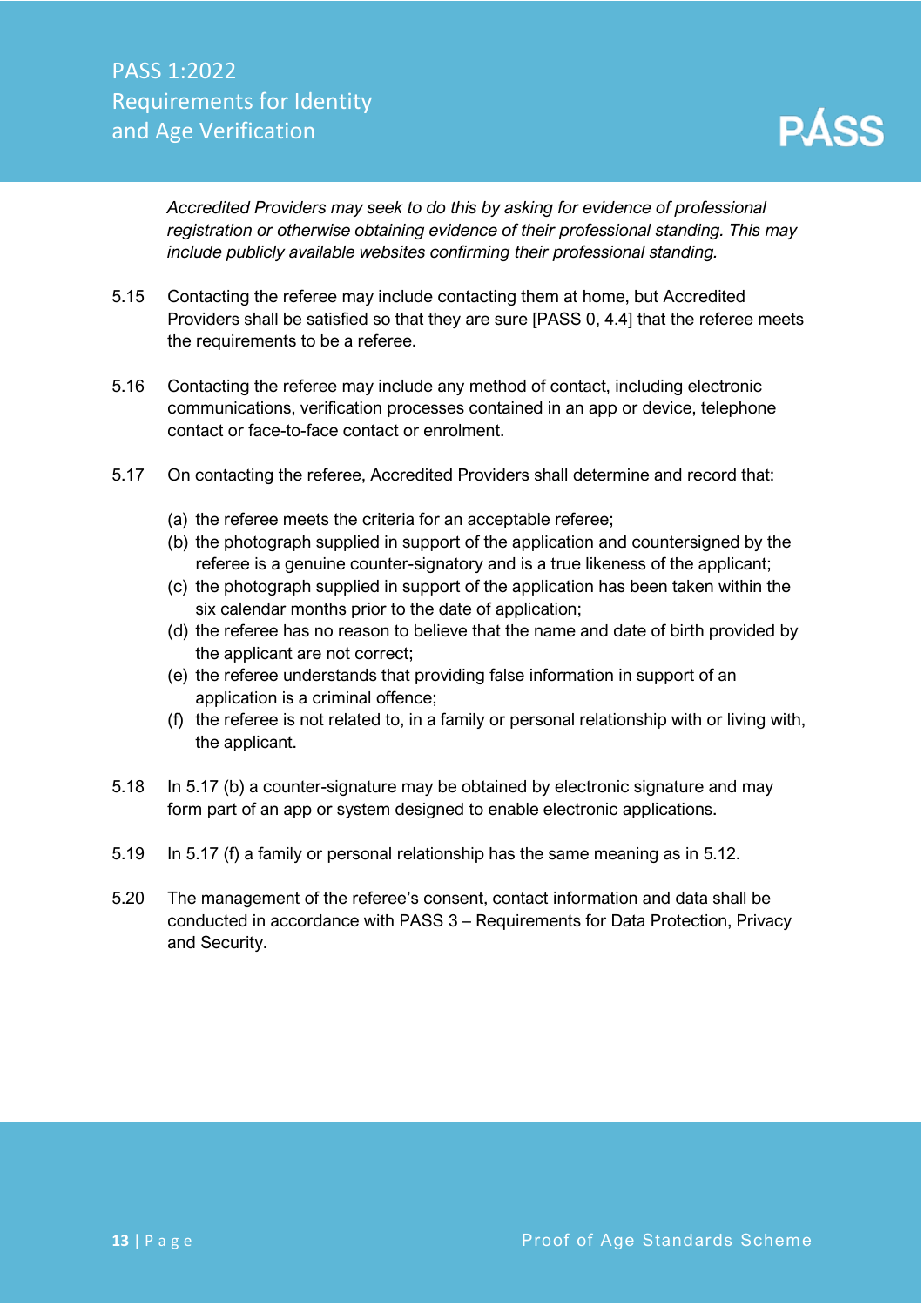*Accredited Providers may seek to do this by asking for evidence of professional registration or otherwise obtaining evidence of their professional standing. This may include publicly available websites confirming their professional standing.*

5.15 Contacting the referee may include contacting them at home, but Accredited Providers shall be satisfied so that they are sure [PASS 0, 4.4] that the referee meets the requirements to be a referee.

5.16 Contacting the referee may include any method of contact, including electronic communications, verification processes contained in an app or device, telephone contact or face-to-face contact or enrolment.

5.17 On contacting the referee, Accredited Providers shall determine and record that:

(a) the referee meets the criteria for an acceptable referee;
(b) the photograph supplied in support of the application and countersigned by the referee is a genuine counter-signatory and is a true likeness of the applicant;
(c) the photograph supplied in support of the application has been taken within the six calendar months prior to the date of application;
(d) the referee has no reason to believe that the name and date of birth provided by the applicant are not correct;
(e) the referee understands that providing false information in support of an application is a criminal offence;
(f) the referee is not related to, in a family or personal relationship with or living with, the applicant.

5.18 In 5.17 (b) a counter-signature may be obtained by electronic signature and may form part of an app or system designed to enable electronic applications.

5.19 In 5.17 (f) a family or personal relationship has the same meaning as in 5.12.

5.20 The management of the referee's consent, contact information and data shall be conducted in accordance with PASS 3 – Requirements for Data Protection, Privacy and Security.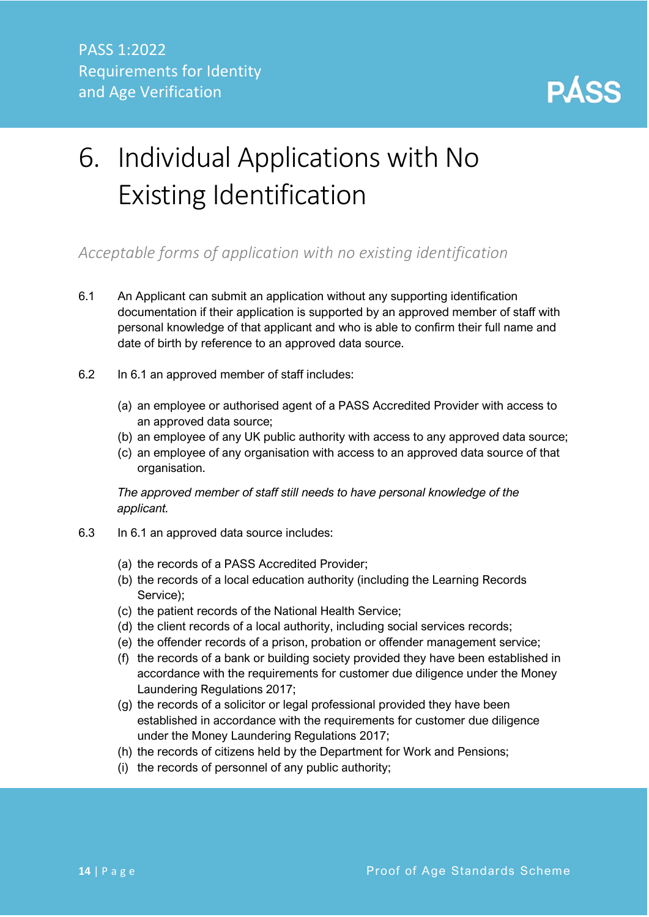# 6. Individual Applications with No Existing Identification

*Acceptable forms of application with no existing identification*

6.1 An Applicant can submit an application without any supporting identification documentation if their application is supported by an approved member of staff with personal knowledge of that applicant and who is able to confirm their full name and date of birth by reference to an approved data source.

6.2 In 6.1 an approved member of staff includes:

(a) an employee or authorised agent of a PASS Accredited Provider with access to an approved data source;
(b) an employee of any UK public authority with access to any approved data source;
(c) an employee of any organisation with access to an approved data source of that organisation.

*The approved member of staff still needs to have personal knowledge of the applicant.*

6.3 In 6.1 an approved data source includes:

(a) the records of a PASS Accredited Provider;
(b) the records of a local education authority (including the Learning Records Service);
(c) the patient records of the National Health Service;
(d) the client records of a local authority, including social services records;
(e) the offender records of a prison, probation or offender management service;
(f) the records of a bank or building society provided they have been established in accordance with the requirements for customer due diligence under the Money Laundering Regulations 2017;
(g) the records of a solicitor or legal professional provided they have been established in accordance with the requirements for customer due diligence under the Money Laundering Regulations 2017;
(h) the records of citizens held by the Department for Work and Pensions;
(i) the records of personnel of any public authority;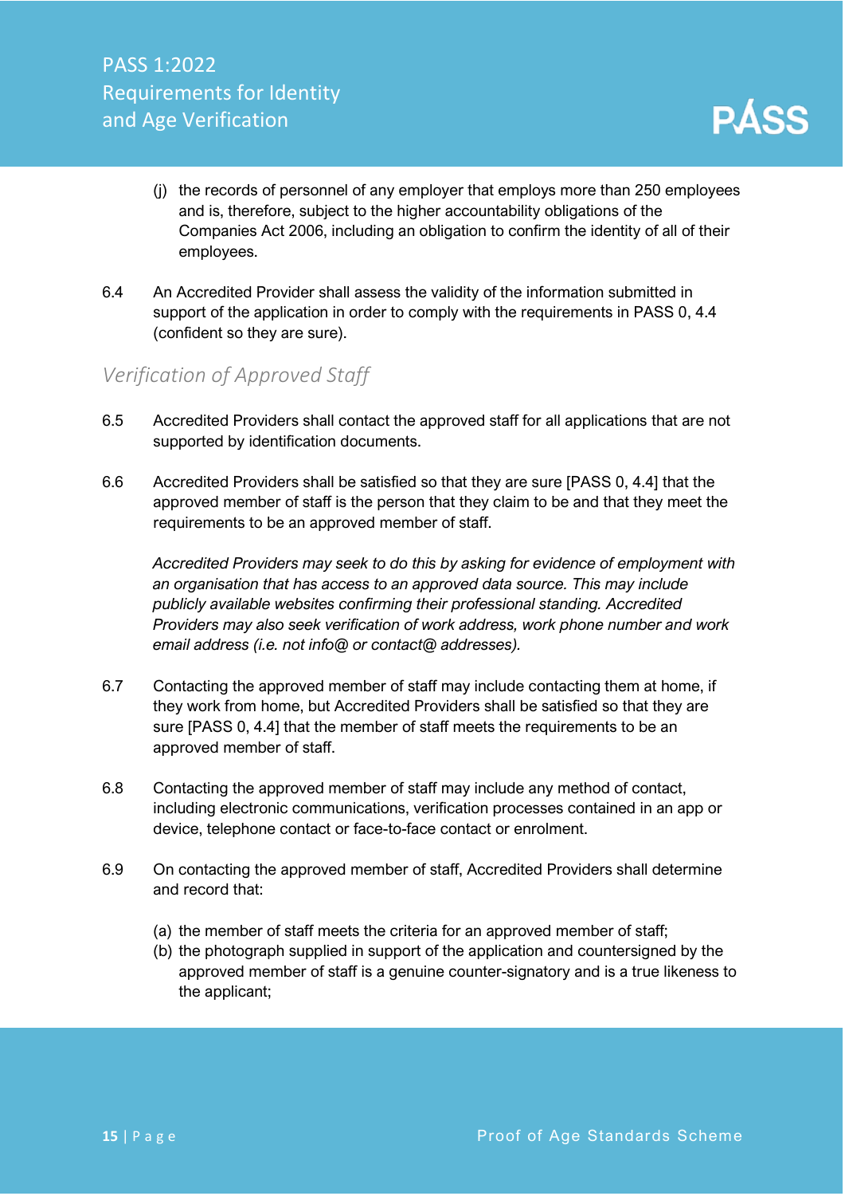(j) the records of personnel of any employer that employs more than 250 employees and is, therefore, subject to the higher accountability obligations of the Companies Act 2006, including an obligation to confirm the identity of all of their employees.

6.4 An Accredited Provider shall assess the validity of the information submitted in support of the application in order to comply with the requirements in PASS 0, 4.4 (confident so they are sure).

## *Verification of Approved Staff*

6.5 Accredited Providers shall contact the approved staff for all applications that are not supported by identification documents.

6.6 Accredited Providers shall be satisfied so that they are sure [PASS 0, 4.4] that the approved member of staff is the person that they claim to be and that they meet the requirements to be an approved member of staff.

*Accredited Providers may seek to do this by asking for evidence of employment with an organisation that has access to an approved data source. This may include publicly available websites confirming their professional standing. Accredited Providers may also seek verification of work address, work phone number and work email address (i.e. not info@ or contact@ addresses).*

6.7 Contacting the approved member of staff may include contacting them at home, if they work from home, but Accredited Providers shall be satisfied so that they are sure [PASS 0, 4.4] that the member of staff meets the requirements to be an approved member of staff.

6.8 Contacting the approved member of staff may include any method of contact, including electronic communications, verification processes contained in an app or device, telephone contact or face-to-face contact or enrolment.

6.9 On contacting the approved member of staff, Accredited Providers shall determine and record that:

(a) the member of staff meets the criteria for an approved member of staff;
(b) the photograph supplied in support of the application and countersigned by the approved member of staff is a genuine counter-signatory and is a true likeness to the applicant;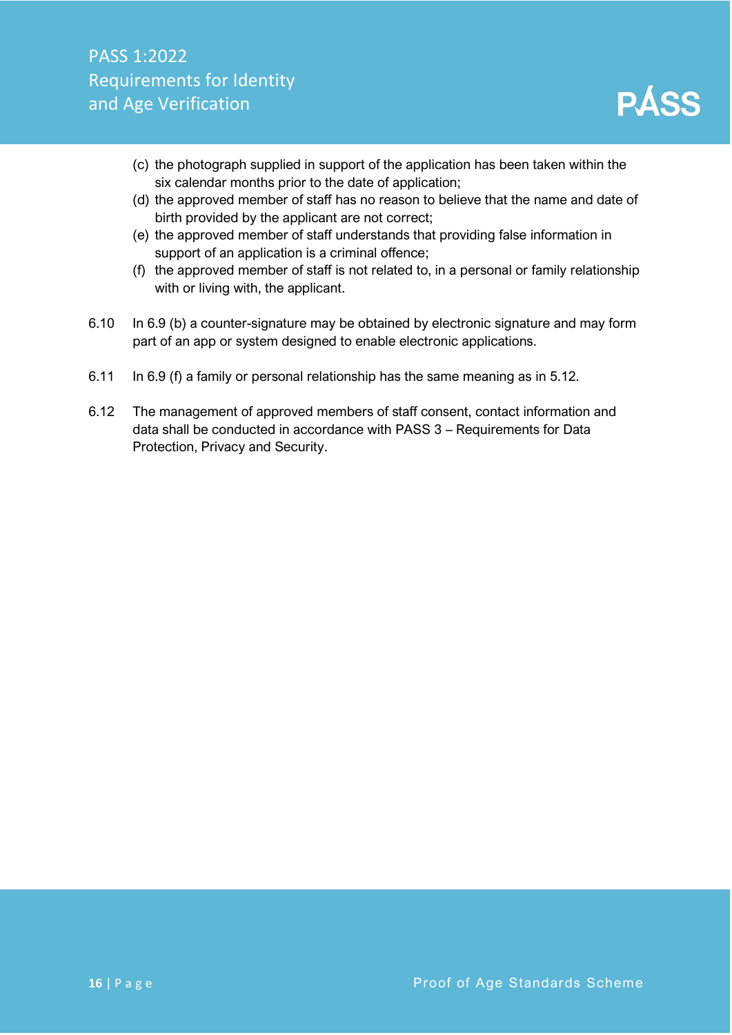(c) the photograph supplied in support of the application has been taken within the six calendar months prior to the date of application;

(d) the approved member of staff has no reason to believe that the name and date of birth provided by the applicant are not correct;

(e) the approved member of staff understands that providing false information in support of an application is a criminal offence;

(f) the approved member of staff is not related to, in a personal or family relationship with or living with, the applicant.

6.10 In 6.9 (b) a counter-signature may be obtained by electronic signature and may form part of an app or system designed to enable electronic applications.

6.11 In 6.9 (f) a family or personal relationship has the same meaning as in 5.12.

6.12 The management of approved members of staff consent, contact information and data shall be conducted in accordance with PASS 3 – Requirements for Data Protection, Privacy and Security.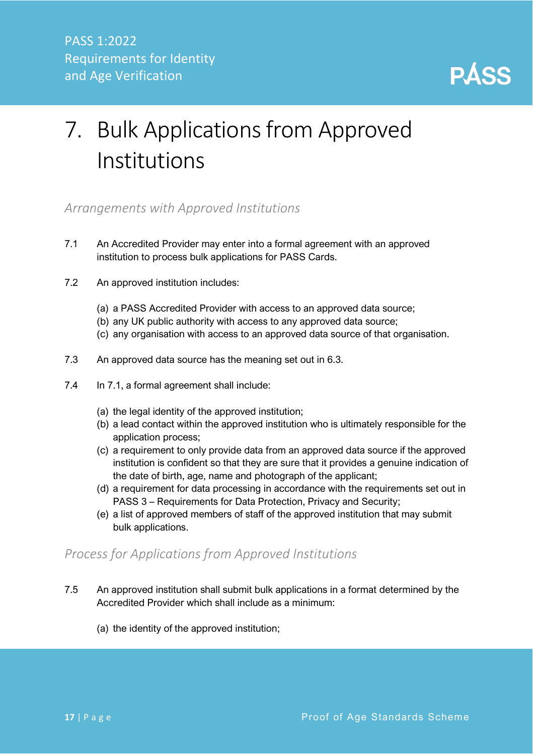# 7. Bulk Applications from Approved Institutions

### *Arrangements with Approved Institutions*

7.1 An Accredited Provider may enter into a formal agreement with an approved institution to process bulk applications for PASS Cards.

7.2 An approved institution includes:

(a) a PASS Accredited Provider with access to an approved data source;
(b) any UK public authority with access to any approved data source;
(c) any organisation with access to an approved data source of that organisation.

7.3 An approved data source has the meaning set out in 6.3.

7.4 In 7.1, a formal agreement shall include:

(a) the legal identity of the approved institution;
(b) a lead contact within the approved institution who is ultimately responsible for the application process;
(c) a requirement to only provide data from an approved data source if the approved institution is confident so that they are sure that it provides a genuine indication of the date of birth, age, name and photograph of the applicant;
(d) a requirement for data processing in accordance with the requirements set out in PASS 3 – Requirements for Data Protection, Privacy and Security;
(e) a list of approved members of staff of the approved institution that may submit bulk applications.

### *Process for Applications from Approved Institutions*

7.5 An approved institution shall submit bulk applications in a format determined by the Accredited Provider which shall include as a minimum:

(a) the identity of the approved institution;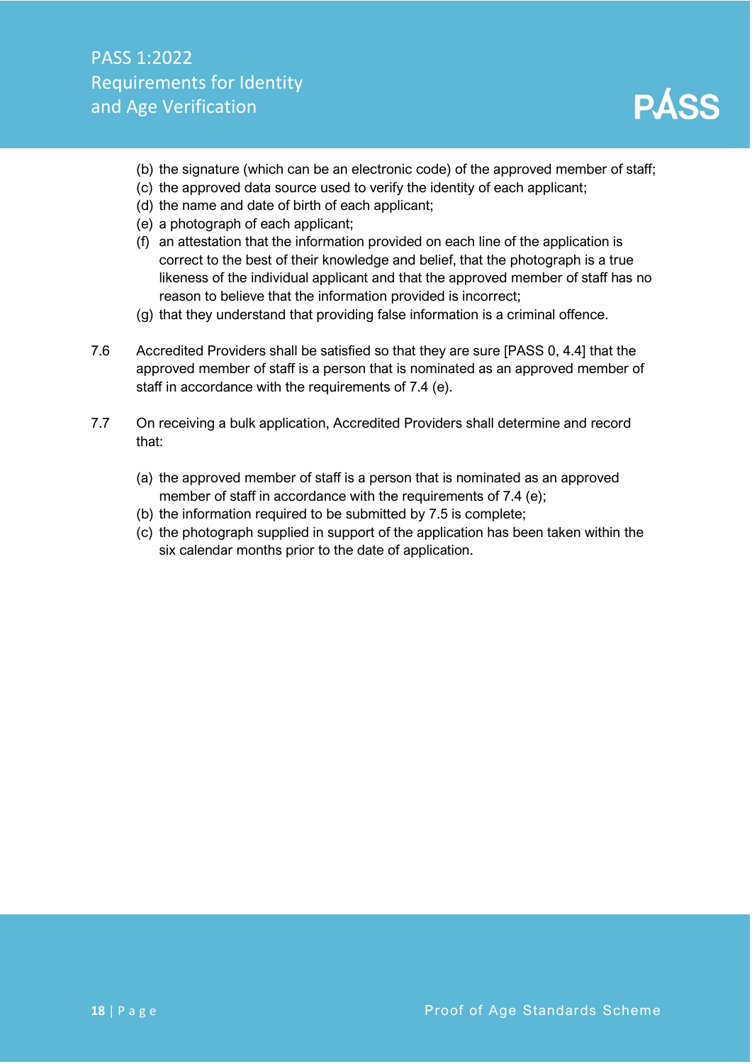(b) the signature (which can be an electronic code) of the approved member of staff;
(c) the approved data source used to verify the identity of each applicant;
(d) the name and date of birth of each applicant;
(e) a photograph of each applicant;
(f) an attestation that the information provided on each line of the application is correct to the best of their knowledge and belief, that the photograph is a true likeness of the individual applicant and that the approved member of staff has no reason to believe that the information provided is incorrect;
(g) that they understand that providing false information is a criminal offence.

7.6 Accredited Providers shall be satisfied so that they are sure [PASS 0, 4.4] that the approved member of staff is a person that is nominated as an approved member of staff in accordance with the requirements of 7.4 (e).

7.7 On receiving a bulk application, Accredited Providers shall determine and record that:

(a) the approved member of staff is a person that is nominated as an approved member of staff in accordance with the requirements of 7.4 (e);
(b) the information required to be submitted by 7.5 is complete;
(c) the photograph supplied in support of the application has been taken within the six calendar months prior to the date of application.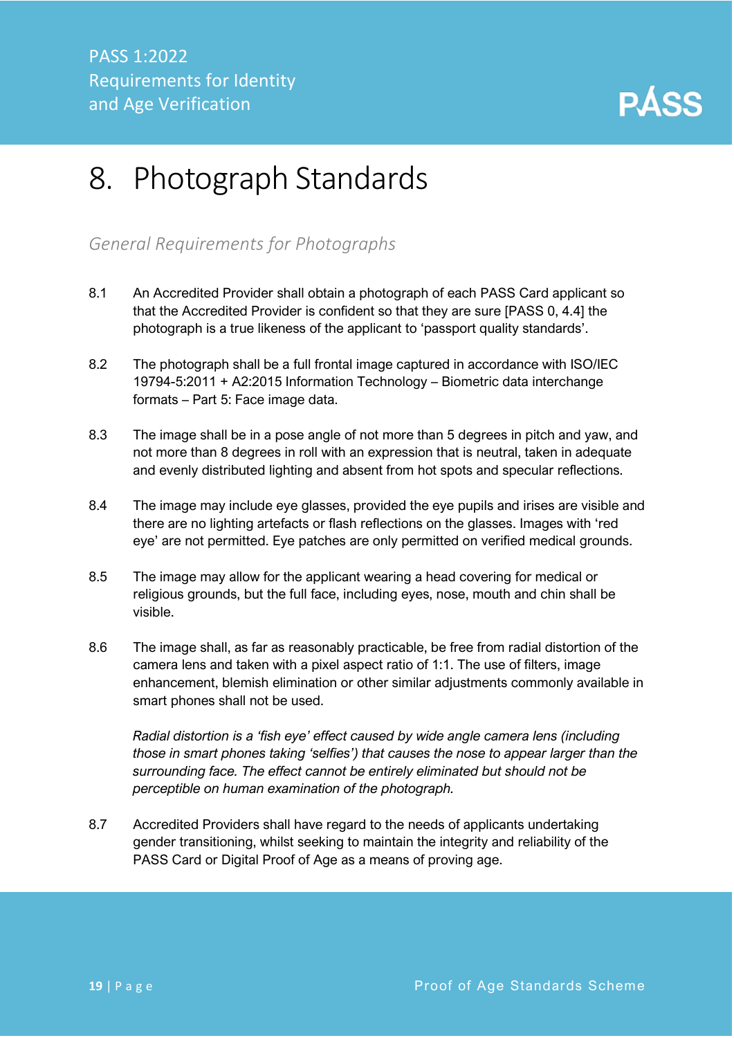# 8. Photograph Standards

## *General Requirements for Photographs*

8.1 An Accredited Provider shall obtain a photograph of each PASS Card applicant so that the Accredited Provider is confident so that they are sure [PASS 0, 4.4] the photograph is a true likeness of the applicant to 'passport quality standards'.

8.2 The photograph shall be a full frontal image captured in accordance with ISO/IEC 19794-5:2011 + A2:2015 Information Technology – Biometric data interchange formats – Part 5: Face image data.

8.3 The image shall be in a pose angle of not more than 5 degrees in pitch and yaw, and not more than 8 degrees in roll with an expression that is neutral, taken in adequate and evenly distributed lighting and absent from hot spots and specular reflections.

8.4 The image may include eye glasses, provided the eye pupils and irises are visible and there are no lighting artefacts or flash reflections on the glasses. Images with 'red eye' are not permitted. Eye patches are only permitted on verified medical grounds.

8.5 The image may allow for the applicant wearing a head covering for medical or religious grounds, but the full face, including eyes, nose, mouth and chin shall be visible.

8.6 The image shall, as far as reasonably practicable, be free from radial distortion of the camera lens and taken with a pixel aspect ratio of 1:1. The use of filters, image enhancement, blemish elimination or other similar adjustments commonly available in smart phones shall not be used.

*Radial distortion is a 'fish eye' effect caused by wide angle camera lens (including those in smart phones taking 'selfies') that causes the nose to appear larger than the surrounding face. The effect cannot be entirely eliminated but should not be perceptible on human examination of the photograph.*

8.7 Accredited Providers shall have regard to the needs of applicants undertaking gender transitioning, whilst seeking to maintain the integrity and reliability of the PASS Card or Digital Proof of Age as a means of proving age.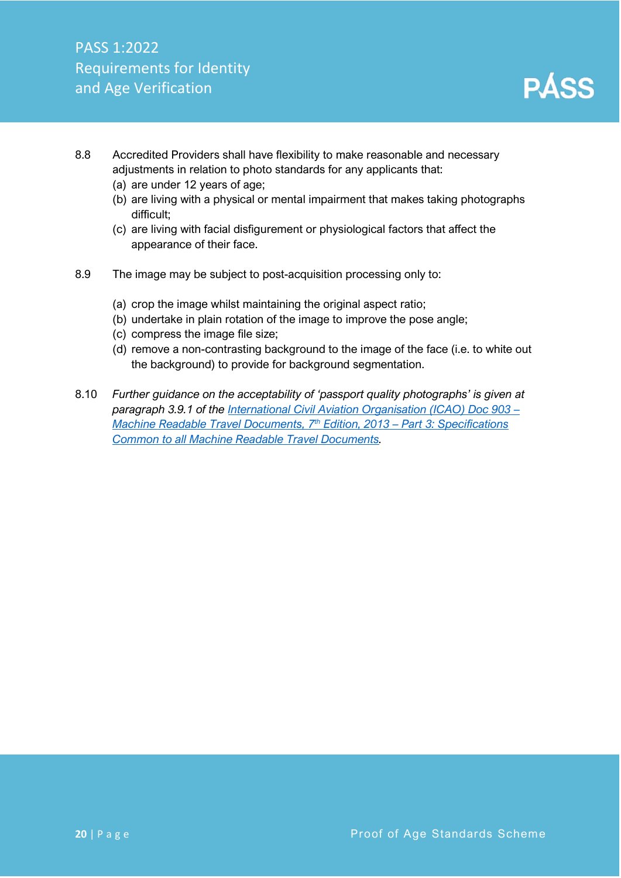8.8 Accredited Providers shall have flexibility to make reasonable and necessary adjustments in relation to photo standards for any applicants that:

(a) are under 12 years of age;
(b) are living with a physical or mental impairment that makes taking photographs difficult;
(c) are living with facial disfigurement or physiological factors that affect the appearance of their face.

8.9 The image may be subject to post-acquisition processing only to:

(a) crop the image whilst maintaining the original aspect ratio;
(b) undertake in plain rotation of the image to improve the pose angle;
(c) compress the image file size;
(d) remove a non-contrasting background to the image of the face (i.e. to white out the background) to provide for background segmentation.

8.10 *Further guidance on the acceptability of 'passport quality photographs' is given at paragraph 3.9.1 of the International Civil Aviation Organisation (ICAO) Doc 903 – Machine Readable Travel Documents, 7th Edition, 2013 – Part 3: Specifications Common to all Machine Readable Travel Documents.*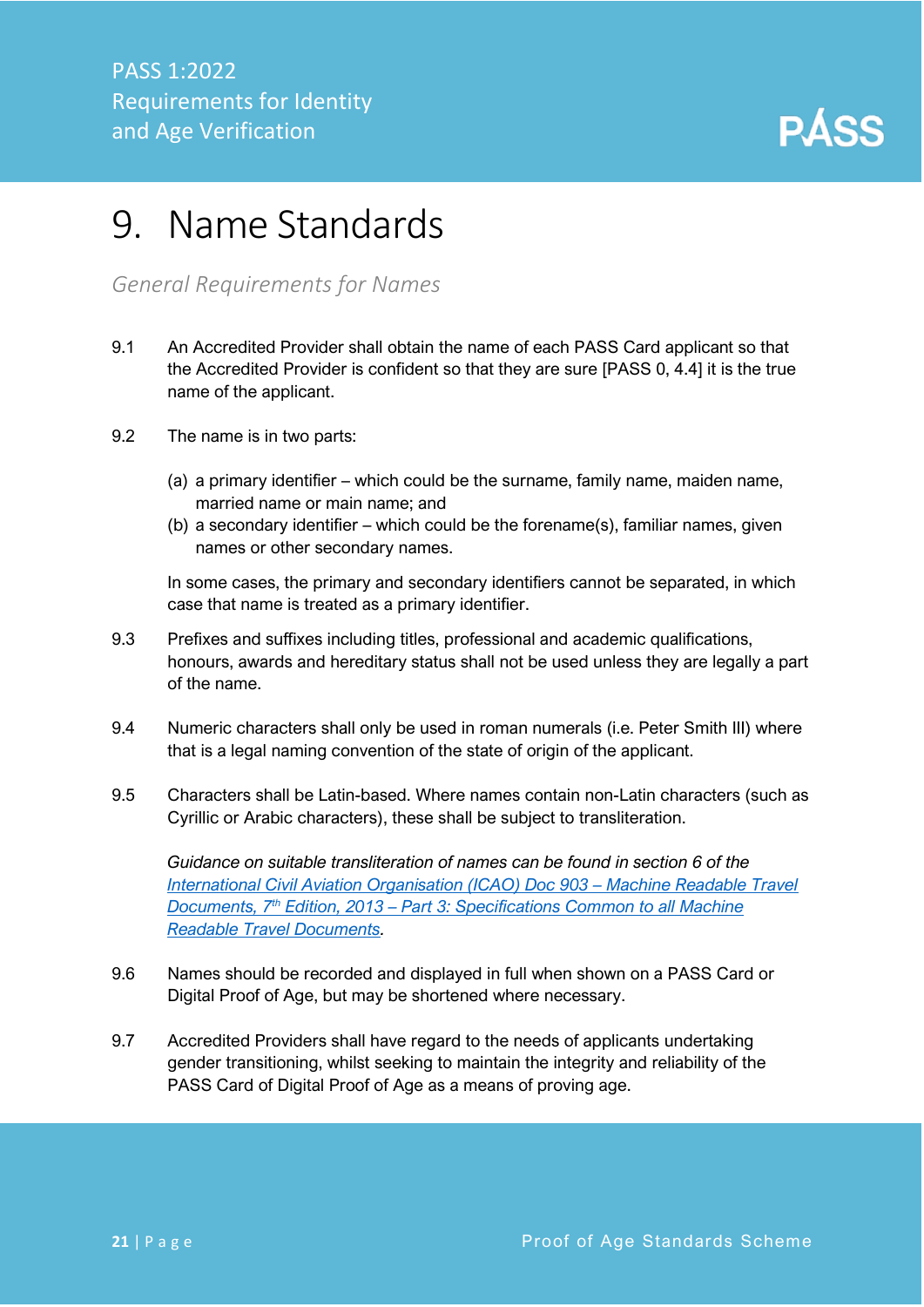# 9. Name Standards

*General Requirements for Names*

9.1 An Accredited Provider shall obtain the name of each PASS Card applicant so that the Accredited Provider is confident so that they are sure [PASS 0, 4.4] it is the true name of the applicant.

9.2 The name is in two parts:

(a) a primary identifier – which could be the surname, family name, maiden name, married name or main name; and
(b) a secondary identifier – which could be the forename(s), familiar names, given names or other secondary names.

In some cases, the primary and secondary identifiers cannot be separated, in which case that name is treated as a primary identifier.

9.3 Prefixes and suffixes including titles, professional and academic qualifications, honours, awards and hereditary status shall not be used unless they are legally a part of the name.

9.4 Numeric characters shall only be used in roman numerals (i.e. Peter Smith III) where that is a legal naming convention of the state of origin of the applicant.

9.5 Characters shall be Latin-based. Where names contain non-Latin characters (such as Cyrillic or Arabic characters), these shall be subject to transliteration.

*Guidance on suitable transliteration of names can be found in section 6 of the [International Civil Aviation Organisation (ICAO) Doc 903 – Machine Readable Travel Documents, 7th Edition, 2013 – Part 3: Specifications Common to all Machine Readable Travel Documents](#).*

9.6 Names should be recorded and displayed in full when shown on a PASS Card or Digital Proof of Age, but may be shortened where necessary.

9.7 Accredited Providers shall have regard to the needs of applicants undertaking gender transitioning, whilst seeking to maintain the integrity and reliability of the PASS Card of Digital Proof of Age as a means of proving age.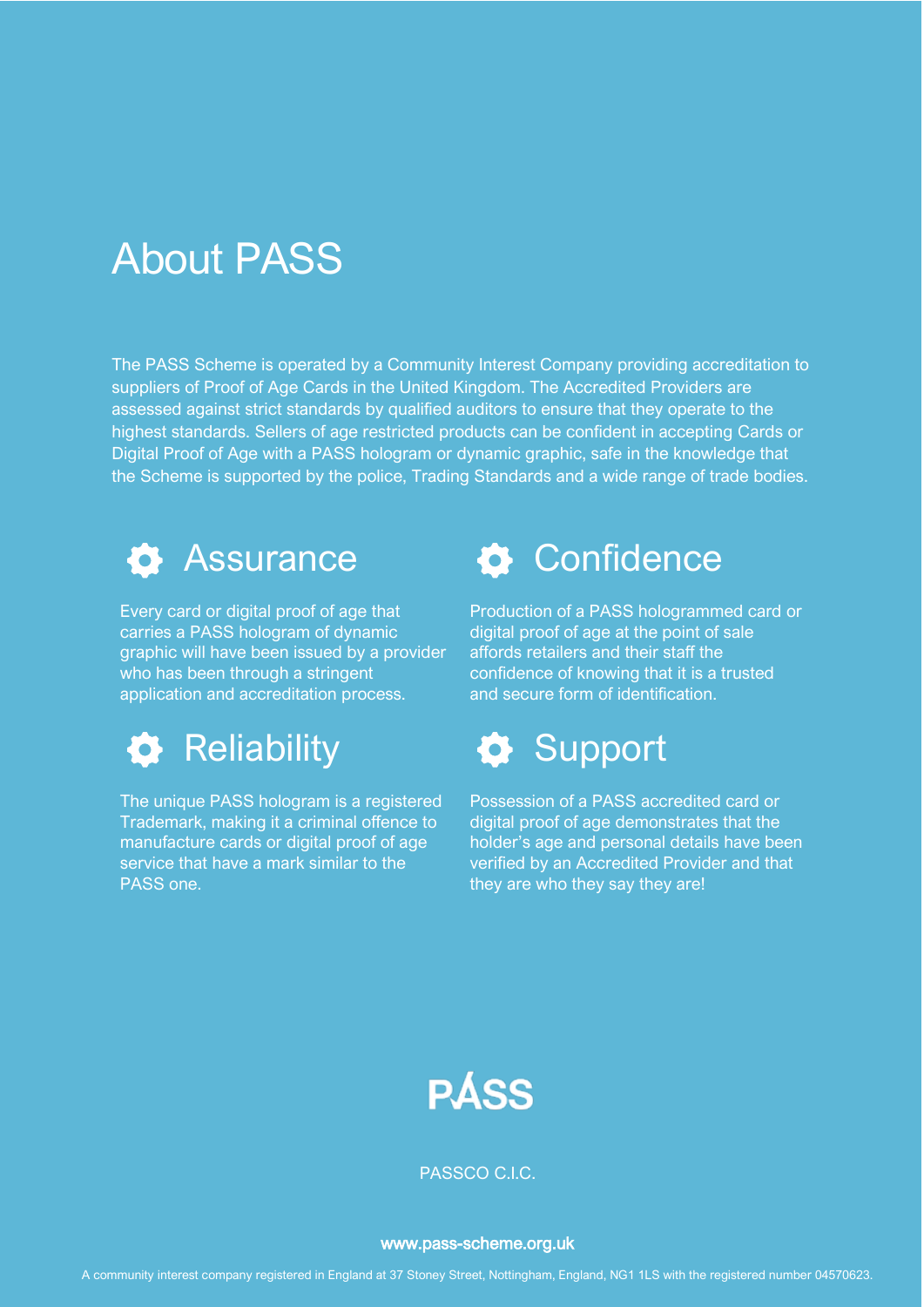# About PASS

The PASS Scheme is operated by a Community Interest Company providing accreditation to suppliers of Proof of Age Cards in the United Kingdom. The Accredited Providers are assessed against strict standards by qualified auditors to ensure that they operate to the highest standards. Sellers of age restricted products can be confident in accepting Cards or Digital Proof of Age with a PASS hologram or dynamic graphic, safe in the knowledge that the Scheme is supported by the police, Trading Standards and a wide range of trade bodies.

## Assurance

Every card or digital proof of age that carries a PASS hologram of dynamic graphic will have been issued by a provider who has been through a stringent application and accreditation process.

## Confidence

Production of a PASS hologrammed card or digital proof of age at the point of sale affords retailers and their staff the confidence of knowing that it is a trusted and secure form of identification.

## Reliability

The unique PASS hologram is a registered Trademark, making it a criminal offence to manufacture cards or digital proof of age service that have a mark similar to the PASS one.

## Support

Possession of a PASS accredited card or digital proof of age demonstrates that the holder's age and personal details have been verified by an Accredited Provider and that they are who they say they are!

PASS

PASSCO C.I.C.

www.pass-scheme.org.uk

A community interest company registered in England at 37 Stoney Street, Nottingham, England, NG1 1LS with the registered number 04570623.